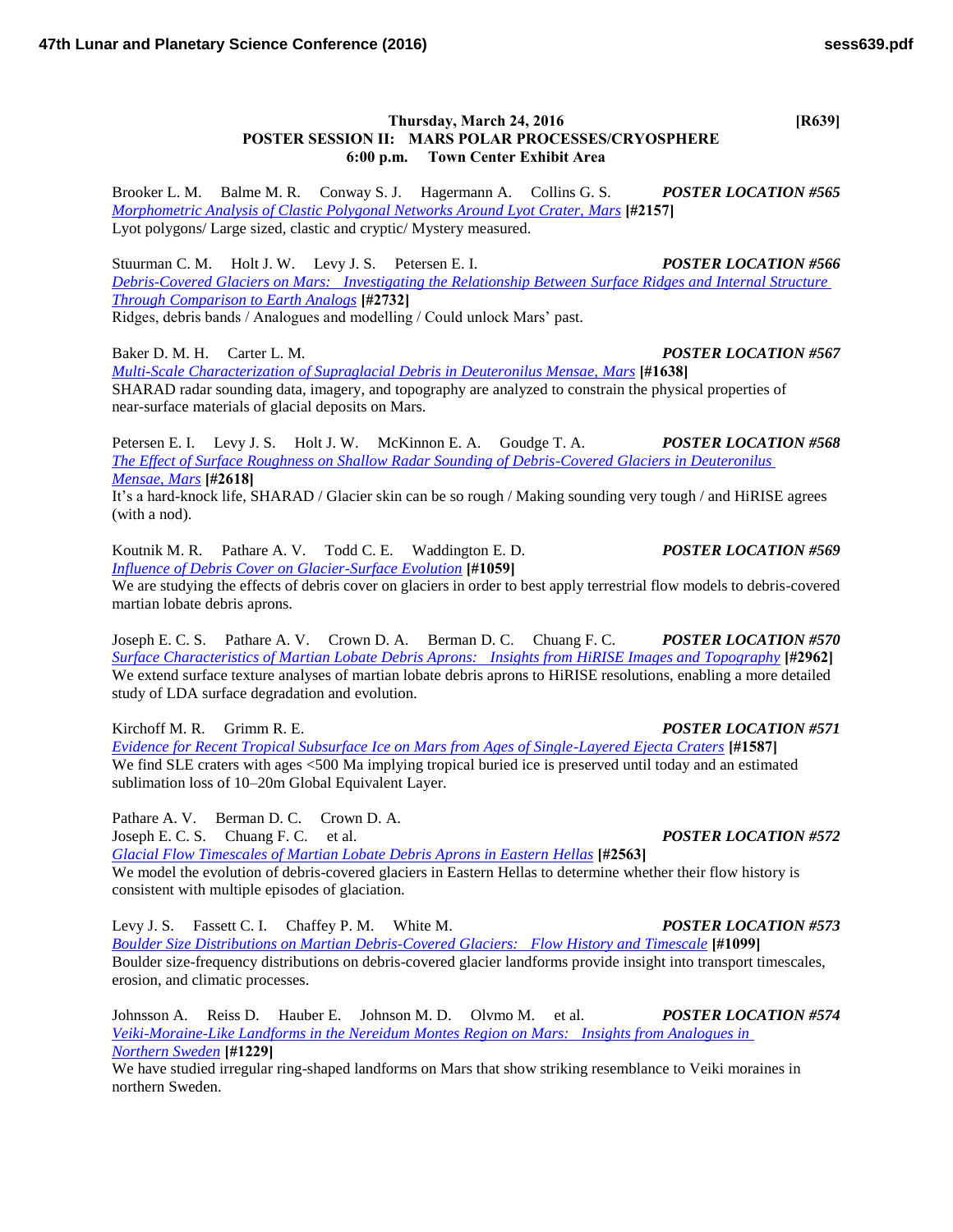**Thursday, March 24, 2016** **[R639]**

## POSTER SESSION II: MARS POLAR PROCESSES/CRYOSPHERE

**6:00 p.m. Town Center Exhibit Area**

Brooker L. M. Balme M. R. Conway S. J. Hagermann A. Collins G. S. ***POSTER LOCATION #565***
*Morphometric Analysis of Clastic Polygonal Networks Around Lyot Crater, Mars* **[#2157]**
Lyot polygons/ Large sized, clastic and cryptic/ Mystery measured.

Stuurman C. M. Holt J. W. Levy J. S. Petersen E. I. ***POSTER LOCATION #566***
*Debris-Covered Glaciers on Mars: Investigating the Relationship Between Surface Ridges and Internal Structure Through Comparison to Earth Analogs* **[#2732]**
Ridges, debris bands / Analogues and modelling / Could unlock Mars' past.

Baker D. M. H. Carter L. M. ***POSTER LOCATION #567***
*Multi-Scale Characterization of Supraglacial Debris in Deuteronilus Mensae, Mars* **[#1638]**
SHARAD radar sounding data, imagery, and topography are analyzed to constrain the physical properties of near-surface materials of glacial deposits on Mars.

Petersen E. I. Levy J. S. Holt J. W. McKinnon E. A. Goudge T. A. ***POSTER LOCATION #568***
*The Effect of Surface Roughness on Shallow Radar Sounding of Debris-Covered Glaciers in Deuteronilus Mensae, Mars* **[#2618]**
It's a hard-knock life, SHARAD / Glacier skin can be so rough / Making sounding very tough / and HiRISE agrees (with a nod).

Koutnik M. R. Pathare A. V. Todd C. E. Waddington E. D. ***POSTER LOCATION #569***
*Influence of Debris Cover on Glacier-Surface Evolution* **[#1059]**
We are studying the effects of debris cover on glaciers in order to best apply terrestrial flow models to debris-covered martian lobate debris aprons.

Joseph E. C. S. Pathare A. V. Crown D. A. Berman D. C. Chuang F. C. ***POSTER LOCATION #570***
*Surface Characteristics of Martian Lobate Debris Aprons: Insights from HiRISE Images and Topography* **[#2962]**
We extend surface texture analyses of martian lobate debris aprons to HiRISE resolutions, enabling a more detailed study of LDA surface degradation and evolution.

Kirchoff M. R. Grimm R. E. ***POSTER LOCATION #571***
*Evidence for Recent Tropical Subsurface Ice on Mars from Ages of Single-Layered Ejecta Craters* **[#1587]**
We find SLE craters with ages <500 Ma implying tropical buried ice is preserved until today and an estimated sublimation loss of 10–20m Global Equivalent Layer.

Pathare A. V. Berman D. C. Crown D. A.
Joseph E. C. S. Chuang F. C. et al. ***POSTER LOCATION #572***
*Glacial Flow Timescales of Martian Lobate Debris Aprons in Eastern Hellas* **[#2563]**
We model the evolution of debris-covered glaciers in Eastern Hellas to determine whether their flow history is consistent with multiple episodes of glaciation.

Levy J. S. Fassett C. I. Chaffey P. M. White M. ***POSTER LOCATION #573***
*Boulder Size Distributions on Martian Debris-Covered Glaciers: Flow History and Timescale* **[#1099]**
Boulder size-frequency distributions on debris-covered glacier landforms provide insight into transport timescales, erosion, and climatic processes.

Johnsson A. Reiss D. Hauber E. Johnson M. D. Olvmo M. et al. ***POSTER LOCATION #574***
*Veiki-Moraine-Like Landforms in the Nereidum Montes Region on Mars: Insights from Analogues in Northern Sweden* **[#1229]**
We have studied irregular ring-shaped landforms on Mars that show striking resemblance to Veiki moraines in northern Sweden.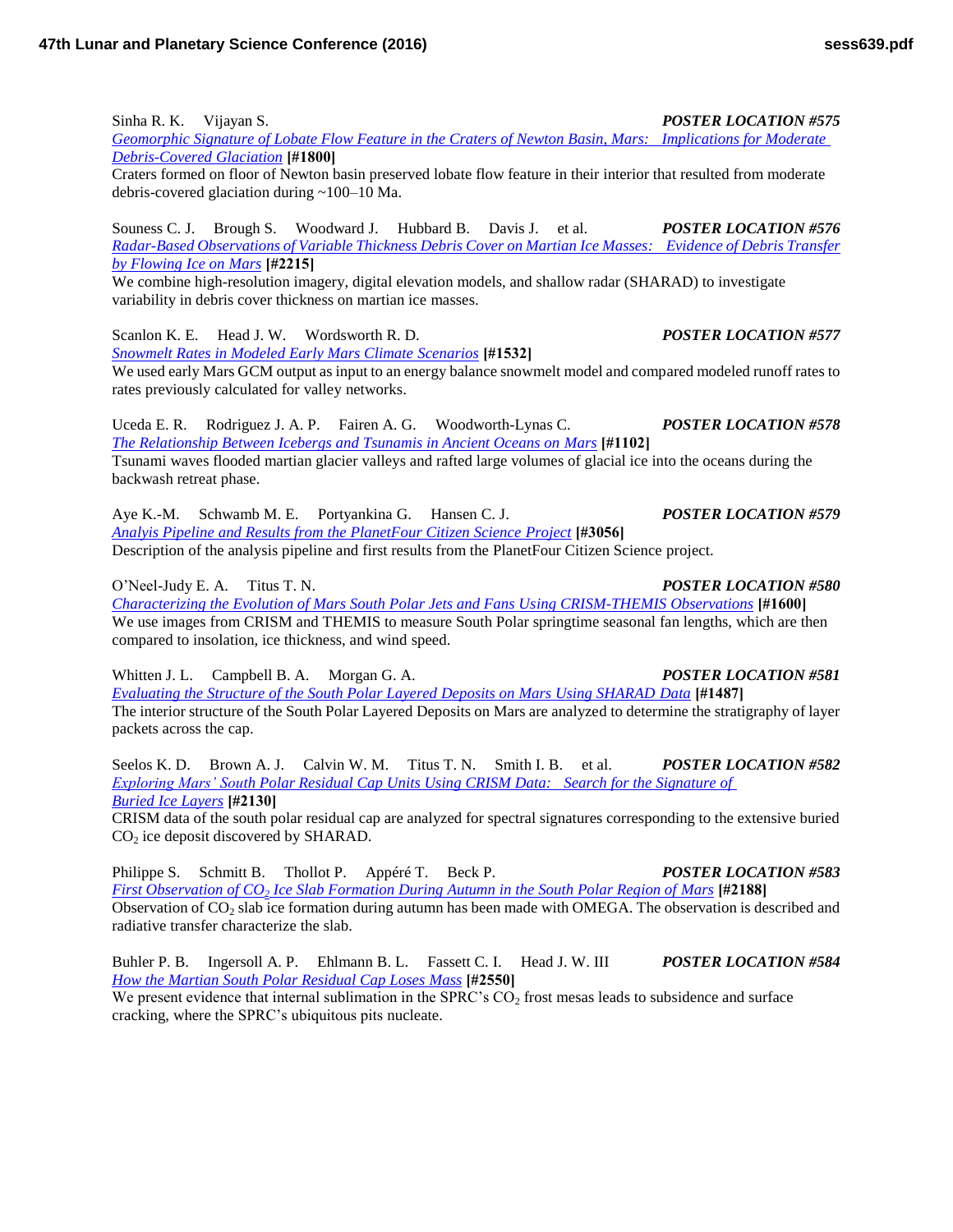Sinha R. K. Vijayan S. ***POSTER LOCATION #575***
[Geomorphic Signature of Lobate Flow Feature in the Craters of Newton Basin, Mars: Implications for Moderate Debris-Covered Glaciation](#) **[#1800]**
Craters formed on floor of Newton basin preserved lobate flow feature in their interior that resulted from moderate debris-covered glaciation during ~100–10 Ma.

Souness C. J. Brough S. Woodward J. Hubbard B. Davis J. et al. ***POSTER LOCATION #576***
[Radar-Based Observations of Variable Thickness Debris Cover on Martian Ice Masses: Evidence of Debris Transfer by Flowing Ice on Mars](#) **[#2215]**
We combine high-resolution imagery, digital elevation models, and shallow radar (SHARAD) to investigate variability in debris cover thickness on martian ice masses.

Scanlon K. E. Head J. W. Wordsworth R. D. ***POSTER LOCATION #577***
[Snowmelt Rates in Modeled Early Mars Climate Scenarios](#) **[#1532]**
We used early Mars GCM output as input to an energy balance snowmelt model and compared modeled runoff rates to rates previously calculated for valley networks.

Uceda E. R. Rodriguez J. A. P. Fairen A. G. Woodworth-Lynas C. ***POSTER LOCATION #578***
[The Relationship Between Icebergs and Tsunamis in Ancient Oceans on Mars](#) **[#1102]**
Tsunami waves flooded martian glacier valleys and rafted large volumes of glacial ice into the oceans during the backwash retreat phase.

Aye K.-M. Schwamb M. E. Portyankina G. Hansen C. J. ***POSTER LOCATION #579***
[Analyis Pipeline and Results from the PlanetFour Citizen Science Project](#) **[#3056]**
Description of the analysis pipeline and first results from the PlanetFour Citizen Science project.

O'Neel-Judy E. A. Titus T. N. ***POSTER LOCATION #580***
[Characterizing the Evolution of Mars South Polar Jets and Fans Using CRISM-THEMIS Observations](#) **[#1600]**
We use images from CRISM and THEMIS to measure South Polar springtime seasonal fan lengths, which are then compared to insolation, ice thickness, and wind speed.

Whitten J. L. Campbell B. A. Morgan G. A. ***POSTER LOCATION #581***
[Evaluating the Structure of the South Polar Layered Deposits on Mars Using SHARAD Data](#) **[#1487]**
The interior structure of the South Polar Layered Deposits on Mars are analyzed to determine the stratigraphy of layer packets across the cap.

Seelos K. D. Brown A. J. Calvin W. M. Titus T. N. Smith I. B. et al. ***POSTER LOCATION #582***
[Exploring Mars' South Polar Residual Cap Units Using CRISM Data: Search for the Signature of Buried Ice Layers](#) **[#2130]**
CRISM data of the south polar residual cap are analyzed for spectral signatures corresponding to the extensive buried $CO_2$ ice deposit discovered by SHARAD.

Philippe S. Schmitt B. Thollot P. Appéré T. Beck P. ***POSTER LOCATION #583***
[First Observation of $CO_2$ Ice Slab Formation During Autumn in the South Polar Region of Mars](#) **[#2188]**
Observation of $CO_2$ slab ice formation during autumn has been made with OMEGA. The observation is described and radiative transfer characterize the slab.

Buhler P. B. Ingersoll A. P. Ehlmann B. L. Fassett C. I. Head J. W. III ***POSTER LOCATION #584***
[How the Martian South Polar Residual Cap Loses Mass](#) **[#2550]**
We present evidence that internal sublimation in the SPRC's $CO_2$ frost mesas leads to subsidence and surface cracking, where the SPRC's ubiquitous pits nucleate.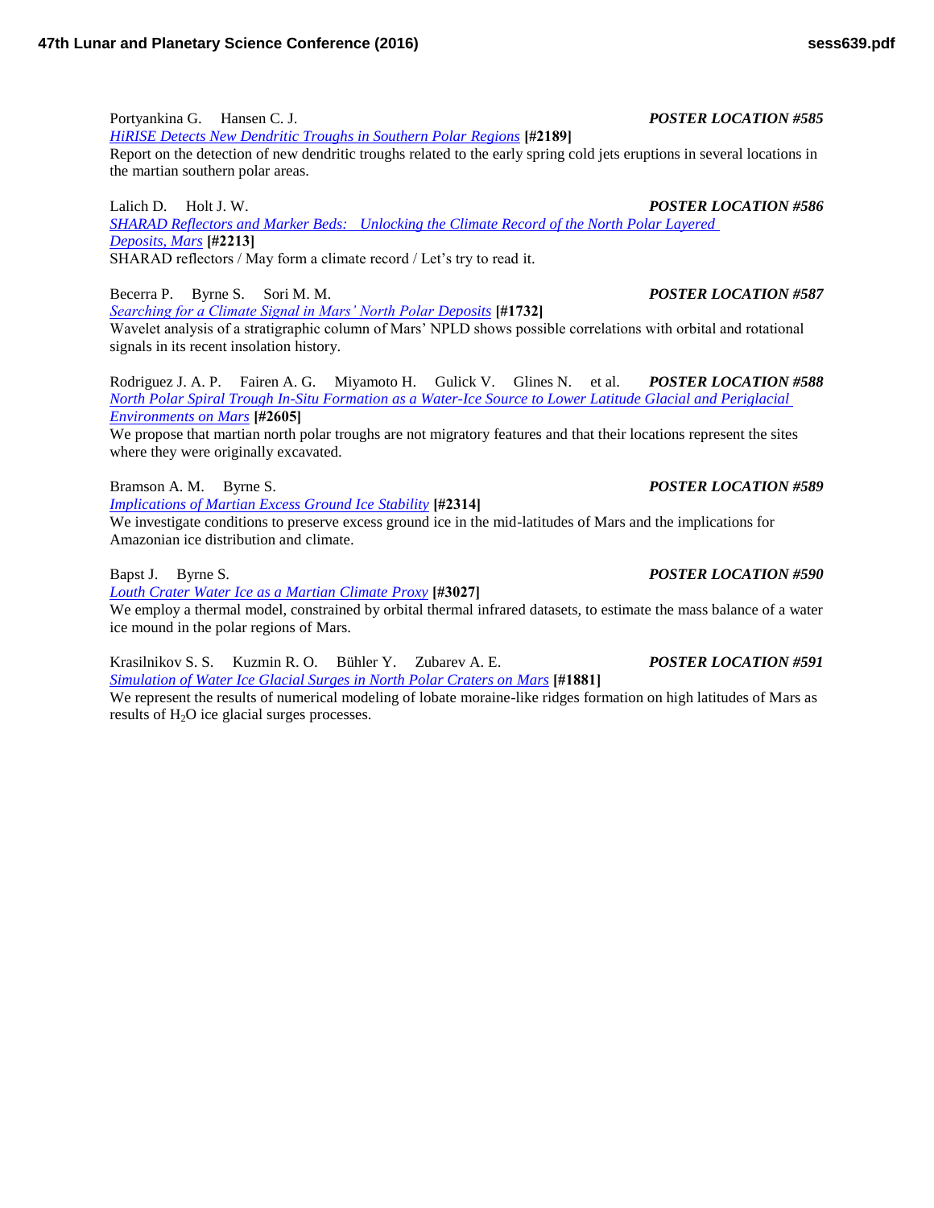Portyankina G. Hansen C. J. ***POSTER LOCATION #585***

*HiRISE Detects New Dendritic Troughs in Southern Polar Regions* **[#2189]**

Report on the detection of new dendritic troughs related to the early spring cold jets eruptions in several locations in the martian southern polar areas.

Lalich D. Holt J. W. ***POSTER LOCATION #586***

*SHARAD Reflectors and Marker Beds: Unlocking the Climate Record of the North Polar Layered Deposits, Mars* **[#2213]**

SHARAD reflectors / May form a climate record / Let's try to read it.

Becerra P. Byrne S. Sori M. M. ***POSTER LOCATION #587***

*Searching for a Climate Signal in Mars' North Polar Deposits* **[#1732]**

Wavelet analysis of a stratigraphic column of Mars' NPLD shows possible correlations with orbital and rotational signals in its recent insolation history.

Rodriguez J. A. P. Fairen A. G. Miyamoto H. Gulick V. Glines N. et al. ***POSTER LOCATION #588***

*North Polar Spiral Trough In-Situ Formation as a Water-Ice Source to Lower Latitude Glacial and Periglacial Environments on Mars* **[#2605]**

We propose that martian north polar troughs are not migratory features and that their locations represent the sites where they were originally excavated.

Bramson A. M. Byrne S. ***POSTER LOCATION #589***

*Implications of Martian Excess Ground Ice Stability* **[#2314]**

We investigate conditions to preserve excess ground ice in the mid-latitudes of Mars and the implications for Amazonian ice distribution and climate.

Bapst J. Byrne S. ***POSTER LOCATION #590***

*Louth Crater Water Ice as a Martian Climate Proxy* **[#3027]**

We employ a thermal model, constrained by orbital thermal infrared datasets, to estimate the mass balance of a water ice mound in the polar regions of Mars.

Krasilnikov S. S. Kuzmin R. O. Bühler Y. Zubarev A. E. ***POSTER LOCATION #591***

*Simulation of Water Ice Glacial Surges in North Polar Craters on Mars* **[#1881]**

We represent the results of numerical modeling of lobate moraine-like ridges formation on high latitudes of Mars as results of $H_2O$ ice glacial surges processes.